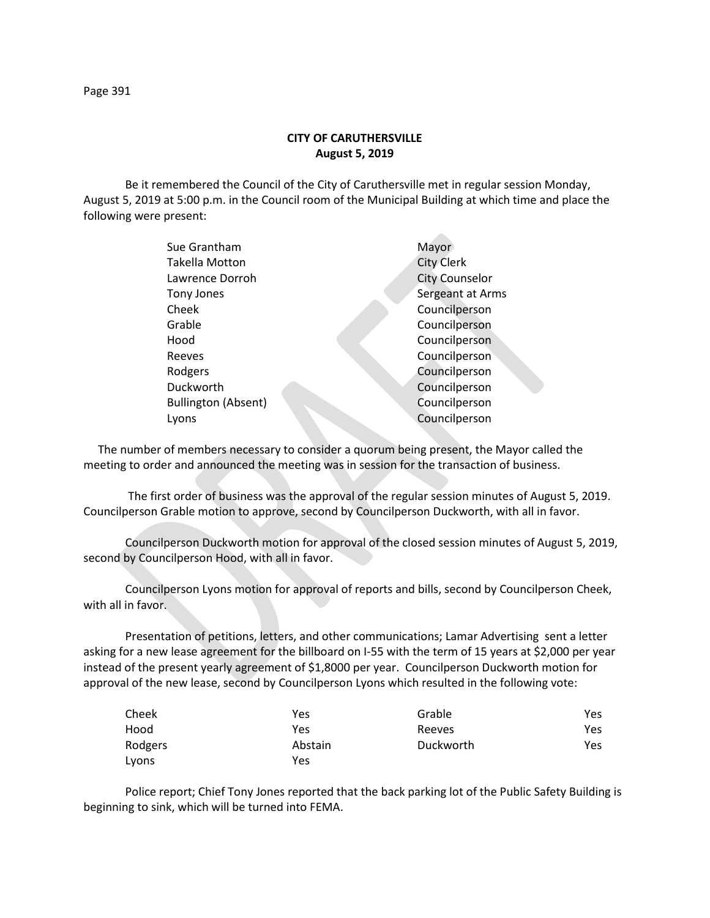**CITY OF CARUTHERSVILLE**
**August 5, 2019**

Be it remembered the Council of the City of Caruthersville met in regular session Monday, August 5, 2019 at 5:00 p.m. in the Council room of the Municipal Building at which time and place the following were present:

| | |
|---|---|
| Sue Grantham | Mayor |
| Takella Motton | City Clerk |
| Lawrence Dorroh | City Counselor |
| Tony Jones | Sergeant at Arms |
| Cheek | Councilperson |
| Grable | Councilperson |
| Hood | Councilperson |
| Reeves | Councilperson |
| Rodgers | Councilperson |
| Duckworth | Councilperson |
| Bullington (Absent) | Councilperson |
| Lyons | Councilperson |

The number of members necessary to consider a quorum being present, the Mayor called the meeting to order and announced the meeting was in session for the transaction of business.

The first order of business was the approval of the regular session minutes of August 5, 2019. Councilperson Grable motion to approve, second by Councilperson Duckworth, with all in favor.

Councilperson Duckworth motion for approval of the closed session minutes of August 5, 2019, second by Councilperson Hood, with all in favor.

Councilperson Lyons motion for approval of reports and bills, second by Councilperson Cheek, with all in favor.

Presentation of petitions, letters, and other communications; Lamar Advertising sent a letter asking for a new lease agreement for the billboard on I-55 with the term of 15 years at $2,000 per year instead of the present yearly agreement of $1,8000 per year. Councilperson Duckworth motion for approval of the new lease, second by Councilperson Lyons which resulted in the following vote:

| | | | |
|---|---|---|---|
| Cheek | Yes | Grable | Yes |
| Hood | Yes | Reeves | Yes |
| Rodgers | Abstain | Duckworth | Yes |
| Lyons | Yes | | |

Police report; Chief Tony Jones reported that the back parking lot of the Public Safety Building is beginning to sink, which will be turned into FEMA.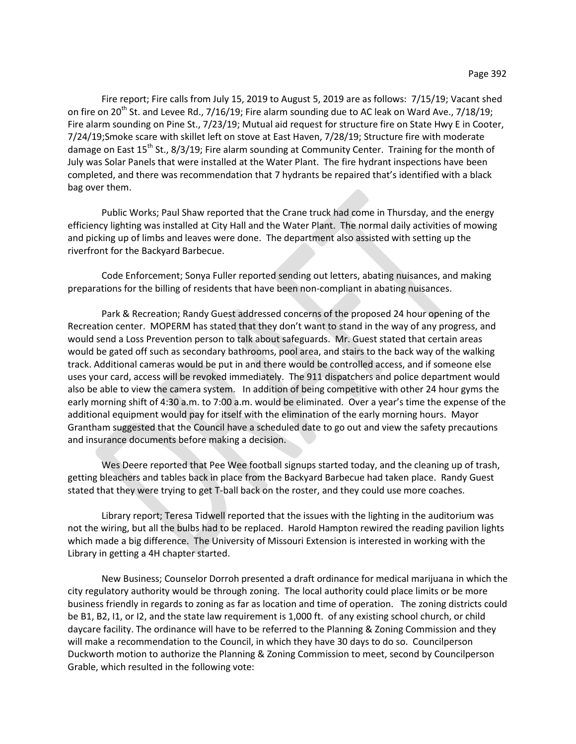Fire report; Fire calls from July 15, 2019 to August 5, 2019 are as follows: 7/15/19; Vacant shed on fire on 20th St. and Levee Rd., 7/16/19; Fire alarm sounding due to AC leak on Ward Ave., 7/18/19; Fire alarm sounding on Pine St., 7/23/19; Mutual aid request for structure fire on State Hwy E in Cooter, 7/24/19;Smoke scare with skillet left on stove at East Haven, 7/28/19; Structure fire with moderate damage on East 15th St., 8/3/19; Fire alarm sounding at Community Center. Training for the month of July was Solar Panels that were installed at the Water Plant. The fire hydrant inspections have been completed, and there was recommendation that 7 hydrants be repaired that's identified with a black bag over them.

Public Works; Paul Shaw reported that the Crane truck had come in Thursday, and the energy efficiency lighting was installed at City Hall and the Water Plant. The normal daily activities of mowing and picking up of limbs and leaves were done. The department also assisted with setting up the riverfront for the Backyard Barbecue.

Code Enforcement; Sonya Fuller reported sending out letters, abating nuisances, and making preparations for the billing of residents that have been non-compliant in abating nuisances.

Park & Recreation; Randy Guest addressed concerns of the proposed 24 hour opening of the Recreation center. MOPERM has stated that they don't want to stand in the way of any progress, and would send a Loss Prevention person to talk about safeguards. Mr. Guest stated that certain areas would be gated off such as secondary bathrooms, pool area, and stairs to the back way of the walking track. Additional cameras would be put in and there would be controlled access, and if someone else uses your card, access will be revoked immediately. The 911 dispatchers and police department would also be able to view the camera system. In addition of being competitive with other 24 hour gyms the early morning shift of 4:30 a.m. to 7:00 a.m. would be eliminated. Over a year's time the expense of the additional equipment would pay for itself with the elimination of the early morning hours. Mayor Grantham suggested that the Council have a scheduled date to go out and view the safety precautions and insurance documents before making a decision.

Wes Deere reported that Pee Wee football signups started today, and the cleaning up of trash, getting bleachers and tables back in place from the Backyard Barbecue had taken place. Randy Guest stated that they were trying to get T-ball back on the roster, and they could use more coaches.

Library report; Teresa Tidwell reported that the issues with the lighting in the auditorium was not the wiring, but all the bulbs had to be replaced. Harold Hampton rewired the reading pavilion lights which made a big difference. The University of Missouri Extension is interested in working with the Library in getting a 4H chapter started.

New Business; Counselor Dorroh presented a draft ordinance for medical marijuana in which the city regulatory authority would be through zoning. The local authority could place limits or be more business friendly in regards to zoning as far as location and time of operation. The zoning districts could be B1, B2, I1, or I2, and the state law requirement is 1,000 ft. of any existing school church, or child daycare facility. The ordinance will have to be referred to the Planning & Zoning Commission and they will make a recommendation to the Council, in which they have 30 days to do so. Councilperson Duckworth motion to authorize the Planning & Zoning Commission to meet, second by Councilperson Grable, which resulted in the following vote: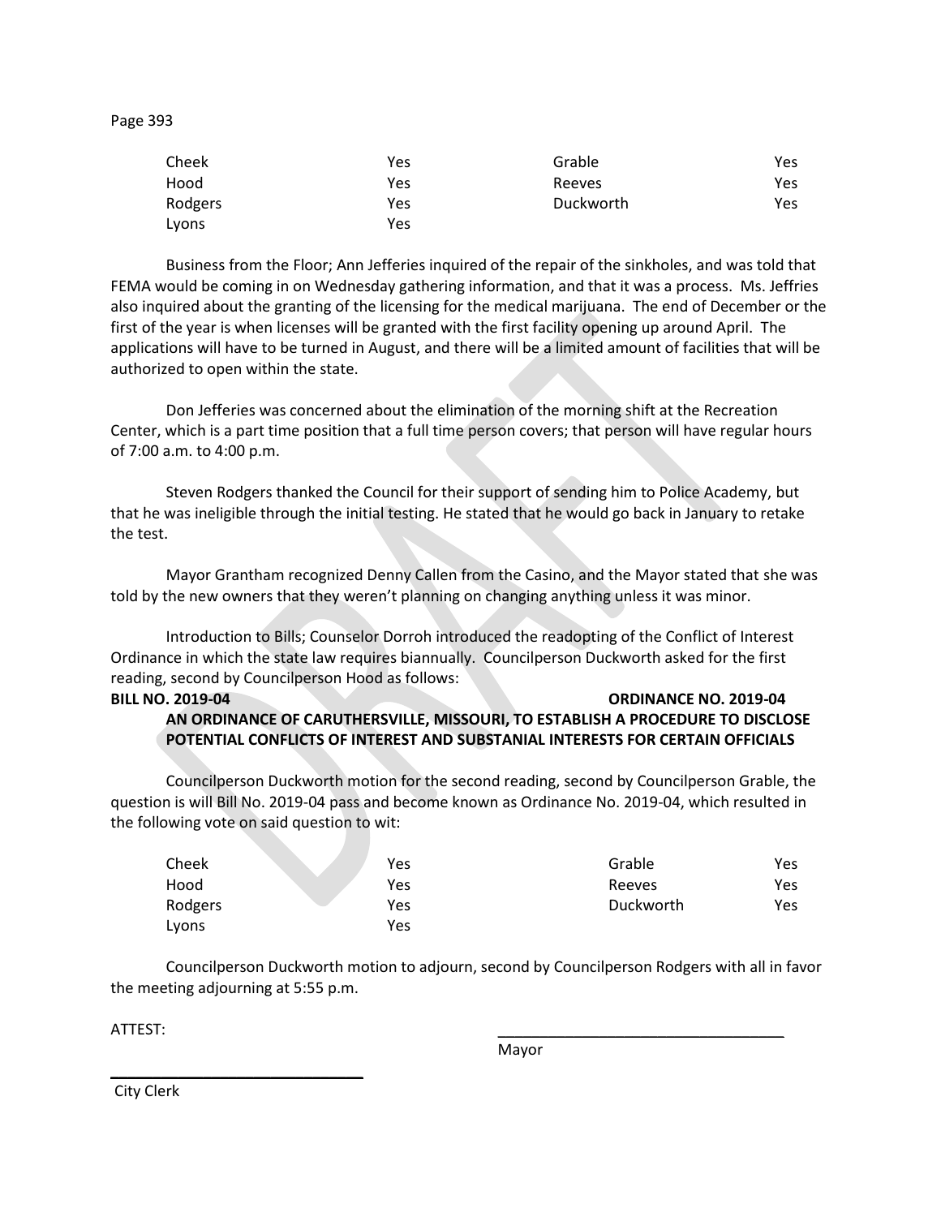| | | | |
|---|---|---|---|
| Cheek | Yes | Grable | Yes |
| Hood | Yes | Reeves | Yes |
| Rodgers | Yes | Duckworth | Yes |
| Lyons | Yes | | |

Business from the Floor; Ann Jefferies inquired of the repair of the sinkholes, and was told that FEMA would be coming in on Wednesday gathering information, and that it was a process. Ms. Jeffries also inquired about the granting of the licensing for the medical marijuana. The end of December or the first of the year is when licenses will be granted with the first facility opening up around April. The applications will have to be turned in August, and there will be a limited amount of facilities that will be authorized to open within the state.

Don Jefferies was concerned about the elimination of the morning shift at the Recreation Center, which is a part time position that a full time person covers; that person will have regular hours of 7:00 a.m. to 4:00 p.m.

Steven Rodgers thanked the Council for their support of sending him to Police Academy, but that he was ineligible through the initial testing. He stated that he would go back in January to retake the test.

Mayor Grantham recognized Denny Callen from the Casino, and the Mayor stated that she was told by the new owners that they weren't planning on changing anything unless it was minor.

Introduction to Bills; Counselor Dorroh introduced the readopting of the Conflict of Interest Ordinance in which the state law requires biannually. Councilperson Duckworth asked for the first reading, second by Councilperson Hood as follows:

**BILL NO. 2019-04** **ORDINANCE NO. 2019-04**

**AN ORDINANCE OF CARUTHERSVILLE, MISSOURI, TO ESTABLISH A PROCEDURE TO DISCLOSE POTENTIAL CONFLICTS OF INTEREST AND SUBSTANIAL INTERESTS FOR CERTAIN OFFICIALS**

Councilperson Duckworth motion for the second reading, second by Councilperson Grable, the question is will Bill No. 2019-04 pass and become known as Ordinance No. 2019-04, which resulted in the following vote on said question to wit:

| | | | |
|---|---|---|---|
| Cheek | Yes | Grable | Yes |
| Hood | Yes | Reeves | Yes |
| Rodgers | Yes | Duckworth | Yes |
| Lyons | Yes | | |

Councilperson Duckworth motion to adjourn, second by Councilperson Rodgers with all in favor the meeting adjourning at 5:55 p.m.

ATTEST:

\_\_\_\_\_\_\_\_\_\_\_\_\_\_\_\_\_\_\_\_\_\_\_\_\_\_\_\_\_\_\_\_\_\_

Mayor

\_\_\_\_\_\_\_\_\_\_\_\_\_\_\_\_\_\_\_\_\_\_\_\_\_\_\_\_\_\_\_\_\_\_

City Clerk